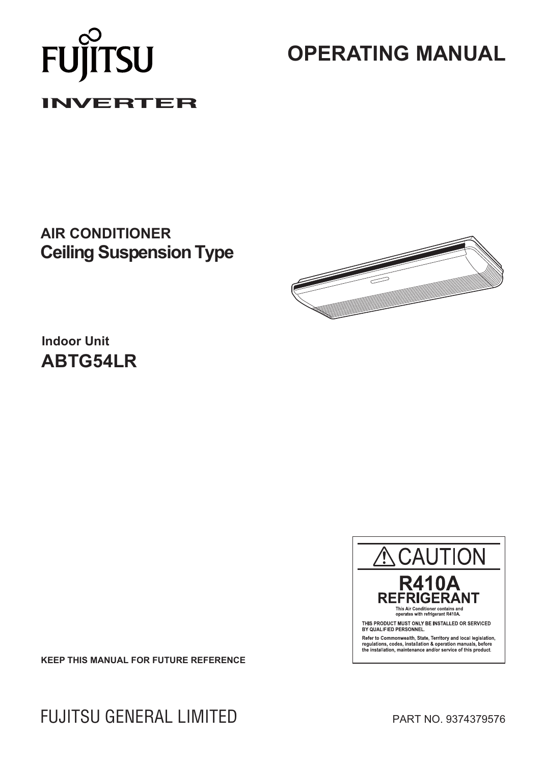FUJITSU

INVERTER

# OPERATING MANUAL

## AIR CONDITIONER
## Ceiling Suspension Type

### Indoor Unit
### ABTG54LR

**⚠ CAUTION**

**R410A REFRIGERANT**

This Air Conditioner contains and operates with refrigerant R410A.

THIS PRODUCT MUST ONLY BE INSTALLED OR SERVICED BY QUALIFIED PERSONNEL.

Refer to Commonwealth, State, Territory and local legislation, regulations, codes, installation & operation manuals, before the installation, maintenance and/or service of this product.

**KEEP THIS MANUAL FOR FUTURE REFERENCE**

FUJITSU GENERAL LIMITED

PART NO. 9374379576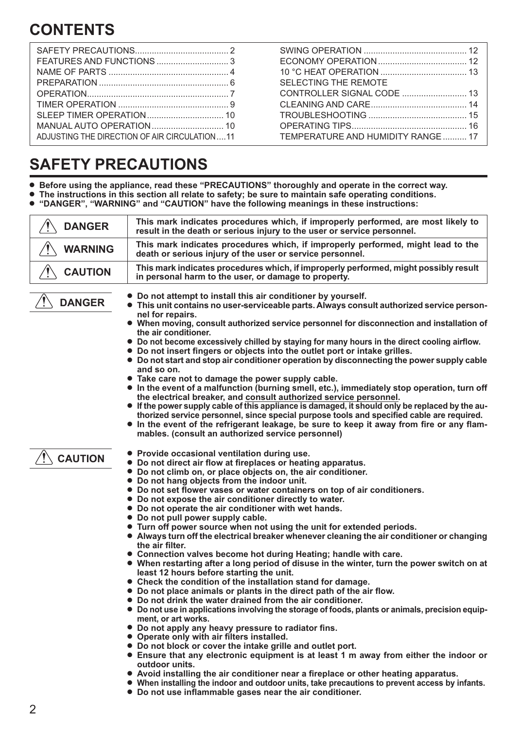# CONTENTS

| | |
|---|---|
| SAFETY PRECAUTIONS ... 2 | SWING OPERATION ... 12 |
| FEATURES AND FUNCTIONS ... 3 | ECONOMY OPERATION ... 12 |
| NAME OF PARTS ... 4 | 10 °C HEAT OPERATION ... 13 |
| PREPARATION ... 6 | SELECTING THE REMOTE CONTROLLER SIGNAL CODE ... 13 |
| OPERATION ... 7 | CLEANING AND CARE ... 14 |
| TIMER OPERATION ... 9 | TROUBLESHOOTING ... 15 |
| SLEEP TIMER OPERATION ... 10 | OPERATING TIPS ... 16 |
| MANUAL AUTO OPERATION ... 10 | TEMPERATURE AND HUMIDITY RANGE ... 17 |
| ADJUSTING THE DIRECTION OF AIR CIRCULATION ... 11 | |

# SAFETY PRECAUTIONS

- **Before using the appliance, read these "PRECAUTIONS" thoroughly and operate in the correct way.**
- **The instructions in this section all relate to safety; be sure to maintain safe operating conditions.**
- **"DANGER", "WARNING" and "CAUTION" have the following meanings in these instructions:**

| | |
|---|---|
| ⚠ **DANGER** | **This mark indicates procedures which, if improperly performed, are most likely to result in the death or serious injury to the user or service personnel.** |
| ⚠ **WARNING** | **This mark indicates procedures which, if improperly performed, might lead to the death or serious injury of the user or service personnel.** |
| ⚠ **CAUTION** | **This mark indicates procedures which, if improperly performed, might possibly result in personal harm to the user, or damage to property.** |

## ⚠ DANGER

- **Do not attempt to install this air conditioner by yourself.**
- **This unit contains no user-serviceable parts. Always consult authorized service personnel for repairs.**
- **When moving, consult authorized service personnel for disconnection and installation of the air conditioner.**
- **Do not become excessively chilled by staying for many hours in the direct cooling airflow.**
- **Do not insert fingers or objects into the outlet port or intake grilles.**
- **Do not start and stop air conditioner operation by disconnecting the power supply cable and so on.**
- **Take care not to damage the power supply cable.**
- **In the event of a malfunction (burning smell, etc.), immediately stop operation, turn off the electrical breaker, and consult authorized service personnel.**
- **If the power supply cable of this appliance is damaged, it should only be replaced by the authorized service personnel, since special purpose tools and specified cable are required.**
- **In the event of the refrigerant leakage, be sure to keep it away from fire or any flammables. (consult an authorized service personnel)**

## ⚠ CAUTION

- **Provide occasional ventilation during use.**
- **Do not direct air flow at fireplaces or heating apparatus.**
- **Do not climb on, or place objects on, the air conditioner.**
- **Do not hang objects from the indoor unit.**
- **Do not set flower vases or water containers on top of air conditioners.**
- **Do not expose the air conditioner directly to water.**
- **Do not operate the air conditioner with wet hands.**
- **Do not pull power supply cable.**
- **Turn off power source when not using the unit for extended periods.**
- **Always turn off the electrical breaker whenever cleaning the air conditioner or changing the air filter.**
- **Connection valves become hot during Heating; handle with care.**
- **When restarting after a long period of disuse in the winter, turn the power switch on at least 12 hours before starting the unit.**
- **Check the condition of the installation stand for damage.**
- **Do not place animals or plants in the direct path of the air flow.**
- **Do not drink the water drained from the air conditioner.**
- **Do not use in applications involving the storage of foods, plants or animals, precision equipment, or art works.**
- **Do not apply any heavy pressure to radiator fins.**
- **Operate only with air filters installed.**
- **Do not block or cover the intake grille and outlet port.**
- **Ensure that any electronic equipment is at least 1 m away from either the indoor or outdoor units.**
- **Avoid installing the air conditioner near a fireplace or other heating apparatus.**
- **When installing the indoor and outdoor units, take precautions to prevent access by infants.**
- **Do not use inflammable gases near the air conditioner.**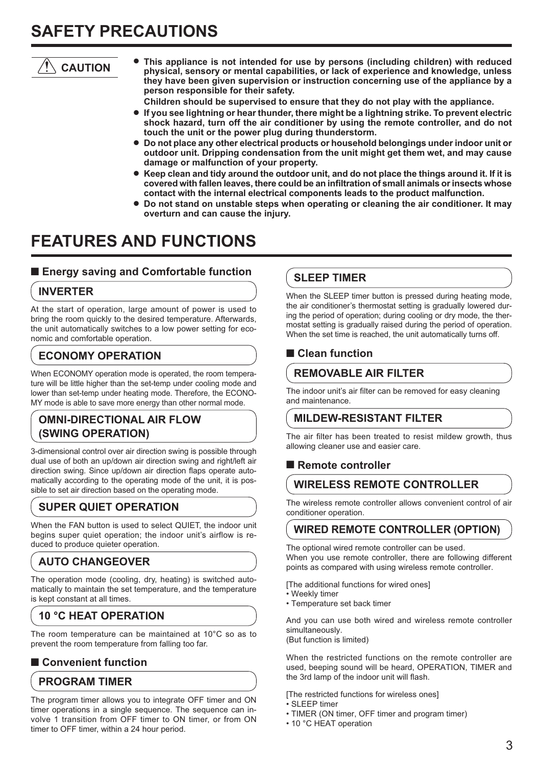# SAFETY PRECAUTIONS

**CAUTION**

- **This appliance is not intended for use by persons (including children) with reduced physical, sensory or mental capabilities, or lack of experience and knowledge, unless they have been given supervision or instruction concerning use of the appliance by a person responsible for their safety.**
  **Children should be supervised to ensure that they do not play with the appliance.**
- **If you see lightning or hear thunder, there might be a lightning strike. To prevent electric shock hazard, turn off the air conditioner by using the remote controller, and do not touch the unit or the power plug during thunderstorm.**
- **Do not place any other electrical products or household belongings under indoor unit or outdoor unit. Dripping condensation from the unit might get them wet, and may cause damage or malfunction of your property.**
- **Keep clean and tidy around the outdoor unit, and do not place the things around it. If it is covered with fallen leaves, there could be an infiltration of small animals or insects whose contact with the internal electrical components leads to the product malfunction.**
- **Do not stand on unstable steps when operating or cleaning the air conditioner. It may overturn and can cause the injury.**

# FEATURES AND FUNCTIONS

## ■ Energy saving and Comfortable function

### INVERTER

At the start of operation, large amount of power is used to bring the room quickly to the desired temperature. Afterwards, the unit automatically switches to a low power setting for economic and comfortable operation.

### ECONOMY OPERATION

When ECONOMY operation mode is operated, the room temperature will be little higher than the set-temp under cooling mode and lower than set-temp under heating mode. Therefore, the ECONOMY mode is able to save more energy than other normal mode.

### OMNI-DIRECTIONAL AIR FLOW (SWING OPERATION)

3-dimensional control over air direction swing is possible through dual use of both an up/down air direction swing and right/left air direction swing. Since up/down air direction flaps operate automatically according to the operating mode of the unit, it is possible to set air direction based on the operating mode.

### SUPER QUIET OPERATION

When the FAN button is used to select QUIET, the indoor unit begins super quiet operation; the indoor unit's airflow is reduced to produce quieter operation.

### AUTO CHANGEOVER

The operation mode (cooling, dry, heating) is switched automatically to maintain the set temperature, and the temperature is kept constant at all times.

### 10 °C HEAT OPERATION

The room temperature can be maintained at 10°C so as to prevent the room temperature from falling too far.

## ■ Convenient function

### PROGRAM TIMER

The program timer allows you to integrate OFF timer and ON timer operations in a single sequence. The sequence can involve 1 transition from OFF timer to ON timer, or from ON timer to OFF timer, within a 24 hour period.

### SLEEP TIMER

When the SLEEP timer button is pressed during heating mode, the air conditioner's thermostat setting is gradually lowered during the period of operation; during cooling or dry mode, the thermostat setting is gradually raised during the period of operation. When the set time is reached, the unit automatically turns off.

## ■ Clean function

### REMOVABLE AIR FILTER

The indoor unit's air filter can be removed for easy cleaning and maintenance.

### MILDEW-RESISTANT FILTER

The air filter has been treated to resist mildew growth, thus allowing cleaner use and easier care.

## ■ Remote controller

### WIRELESS REMOTE CONTROLLER

The wireless remote controller allows convenient control of air conditioner operation.

### WIRED REMOTE CONTROLLER (OPTION)

The optional wired remote controller can be used.
When you use remote controller, there are following different points as compared with using wireless remote controller.

[The additional functions for wired ones]
- Weekly timer
- Temperature set back timer

And you can use both wired and wireless remote controller simultaneously.
(But function is limited)

When the restricted functions on the remote controller are used, beeping sound will be heard, OPERATION, TIMER and the 3rd lamp of the indoor unit will flash.

[The restricted functions for wireless ones]
- SLEEP timer
- TIMER (ON timer, OFF timer and program timer)
- 10 °C HEAT operation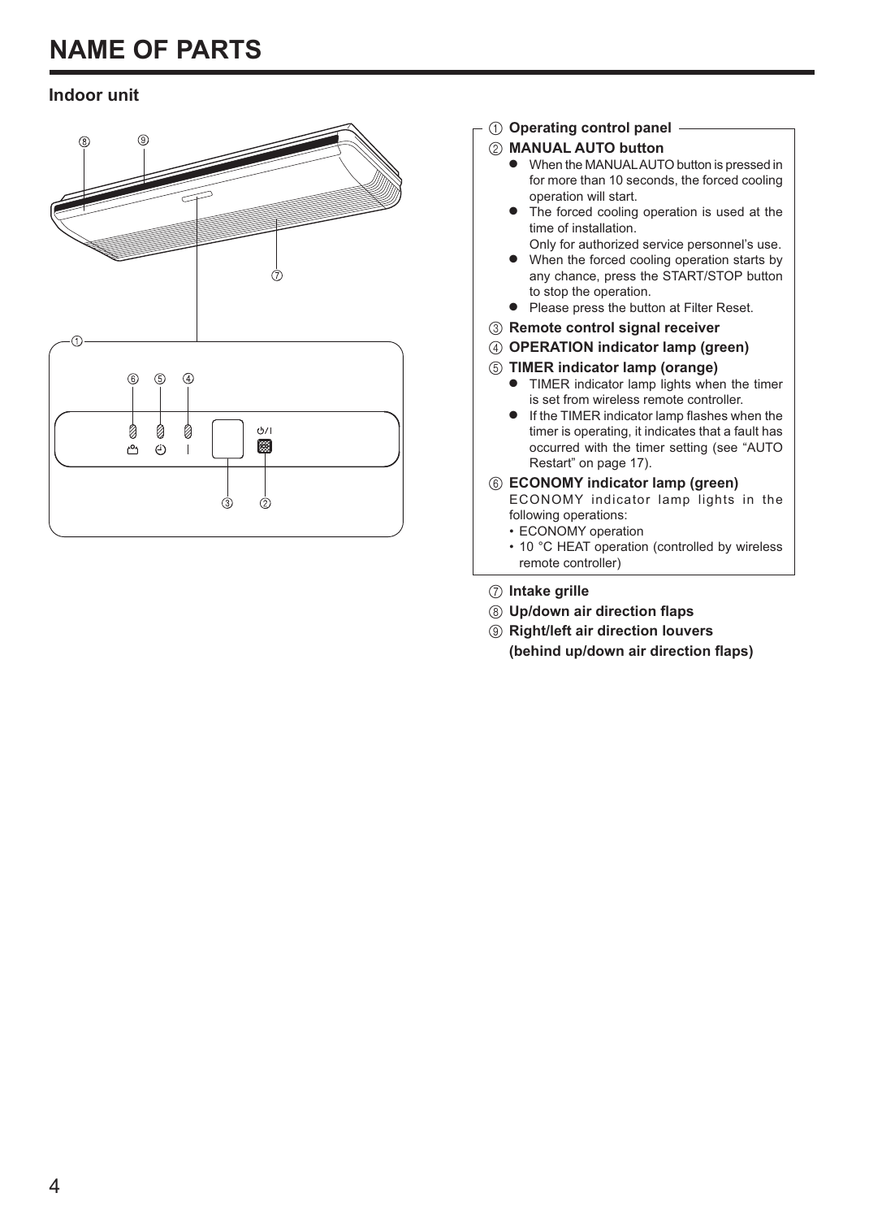# NAME OF PARTS

## Indoor unit

① **Operating control panel**

② **MANUAL AUTO button**

- When the MANUAL AUTO button is pressed in for more than 10 seconds, the forced cooling operation will start.
- The forced cooling operation is used at the time of installation.
  Only for authorized service personnel's use.
- When the forced cooling operation starts by any chance, press the START/STOP button to stop the operation.
- Please press the button at Filter Reset.

③ **Remote control signal receiver**

④ **OPERATION indicator lamp (green)**

⑤ **TIMER indicator lamp (orange)**

- TIMER indicator lamp lights when the timer is set from wireless remote controller.
- If the TIMER indicator lamp flashes when the timer is operating, it indicates that a fault has occurred with the timer setting (see "AUTO Restart" on page 17).

⑥ **ECONOMY indicator lamp (green)**

ECONOMY indicator lamp lights in the following operations:

- ECONOMY operation
- 10 °C HEAT operation (controlled by wireless remote controller)

⑦ **Intake grille**

⑧ **Up/down air direction flaps**

⑨ **Right/left air direction louvers (behind up/down air direction flaps)**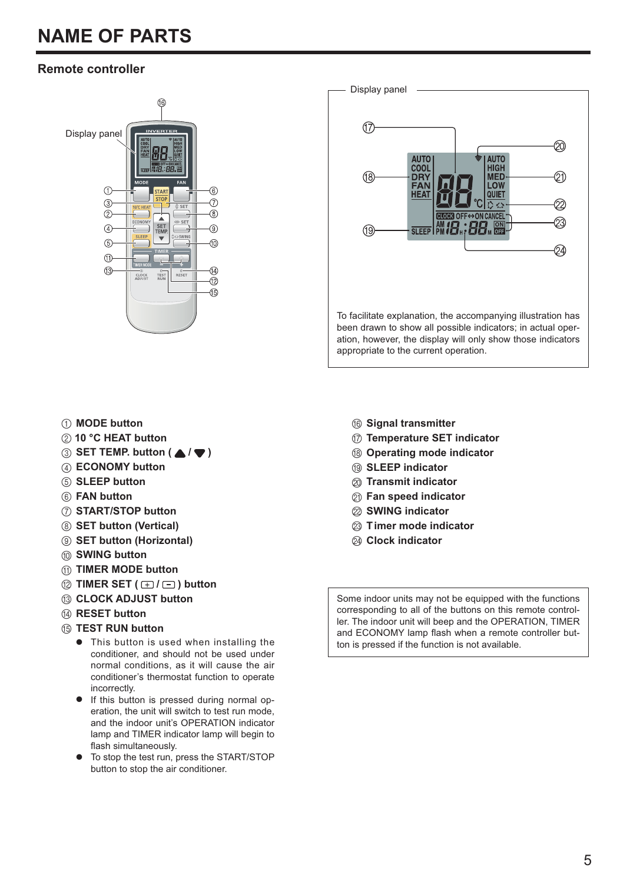# NAME OF PARTS

## Remote controller

Display panel

To facilitate explanation, the accompanying illustration has been drawn to show all possible indicators; in actual operation, however, the display will only show those indicators appropriate to the current operation.

① **MODE button**
② **10 °C HEAT button**
③ **SET TEMP. button ( ▲ / ▼ )**
④ **ECONOMY button**
⑤ **SLEEP button**
⑥ **FAN button**
⑦ **START/STOP button**
⑧ **SET button (Vertical)**
⑨ **SET button (Horizontal)**
⑩ **SWING button**
⑪ **TIMER MODE button**
⑫ **TIMER SET ( + / − ) button**
⑬ **CLOCK ADJUST button**
⑭ **RESET button**
⑮ **TEST RUN button**

- This button is used when installing the conditioner, and should not be used under normal conditions, as it will cause the air conditioner's thermostat function to operate incorrectly.
- If this button is pressed during normal operation, the unit will switch to test run mode, and the indoor unit's OPERATION indicator lamp and TIMER indicator lamp will begin to flash simultaneously.
- To stop the test run, press the START/STOP button to stop the air conditioner.

⑯ **Signal transmitter**
⑰ **Temperature SET indicator**
⑱ **Operating mode indicator**
⑲ **SLEEP indicator**
⑳ **Transmit indicator**
㉑ **Fan speed indicator**
㉒ **SWING indicator**
㉓ **Timer mode indicator**
㉔ **Clock indicator**

Some indoor units may not be equipped with the functions corresponding to all of the buttons on this remote controller. The indoor unit will beep and the OPERATION, TIMER and ECONOMY lamp flash when a remote controller button is pressed if the function is not available.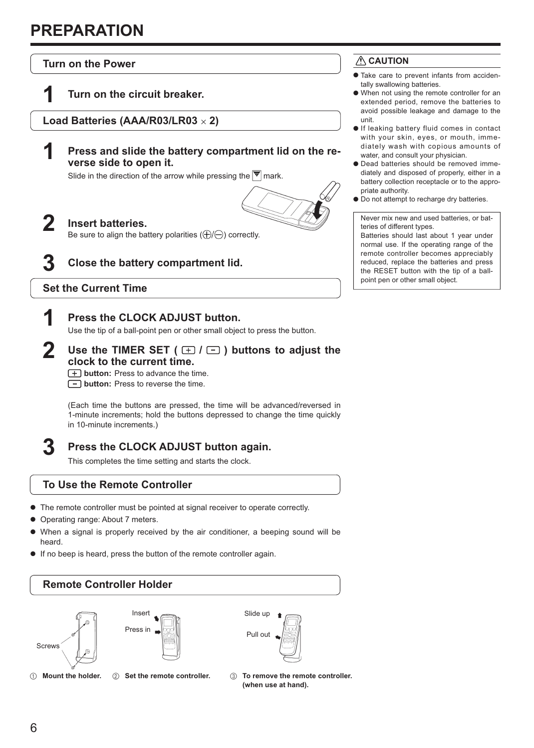# PREPARATION

## Turn on the Power

**1** **Turn on the circuit breaker.**

## Load Batteries (AAA/R03/LR03 × 2)

**1** **Press and slide the battery compartment lid on the reverse side to open it.**

Slide in the direction of the arrow while pressing the ▽ mark.

**2** **Insert batteries.**

Be sure to align the battery polarities (⊕/⊖) correctly.

**3** **Close the battery compartment lid.**

## Set the Current Time

**1** **Press the CLOCK ADJUST button.**

Use the tip of a ball-point pen or other small object to press the button.

**2** **Use the TIMER SET ( + / − ) buttons to adjust the clock to the current time.**

**+ button:** Press to advance the time.
**− button:** Press to reverse the time.

(Each time the buttons are pressed, the time will be advanced/reversed in 1-minute increments; hold the buttons depressed to change the time quickly in 10-minute increments.)

**3** **Press the CLOCK ADJUST button again.**

This completes the time setting and starts the clock.

## To Use the Remote Controller

- The remote controller must be pointed at signal receiver to operate correctly.
- Operating range: About 7 meters.
- When a signal is properly received by the air conditioner, a beeping sound will be heard.
- If no beep is heard, press the button of the remote controller again.

## Remote Controller Holder

Screws

Insert

Press in

Slide up

Pull out

① **Mount the holder.** ② **Set the remote controller.** ③ **To remove the remote controller. (when use at hand).**

### ⚠ CAUTION

- Take care to prevent infants from accidentally swallowing batteries.
- When not using the remote controller for an extended period, remove the batteries to avoid possible leakage and damage to the unit.
- If leaking battery fluid comes in contact with your skin, eyes, or mouth, immediately wash with copious amounts of water, and consult your physician.
- Dead batteries should be removed immediately and disposed of properly, either in a battery collection receptacle or to the appropriate authority.
- Do not attempt to recharge dry batteries.

Never mix new and used batteries, or batteries of different types.
Batteries should last about 1 year under normal use. If the operating range of the remote controller becomes appreciably reduced, replace the batteries and press the RESET button with the tip of a ball-point pen or other small object.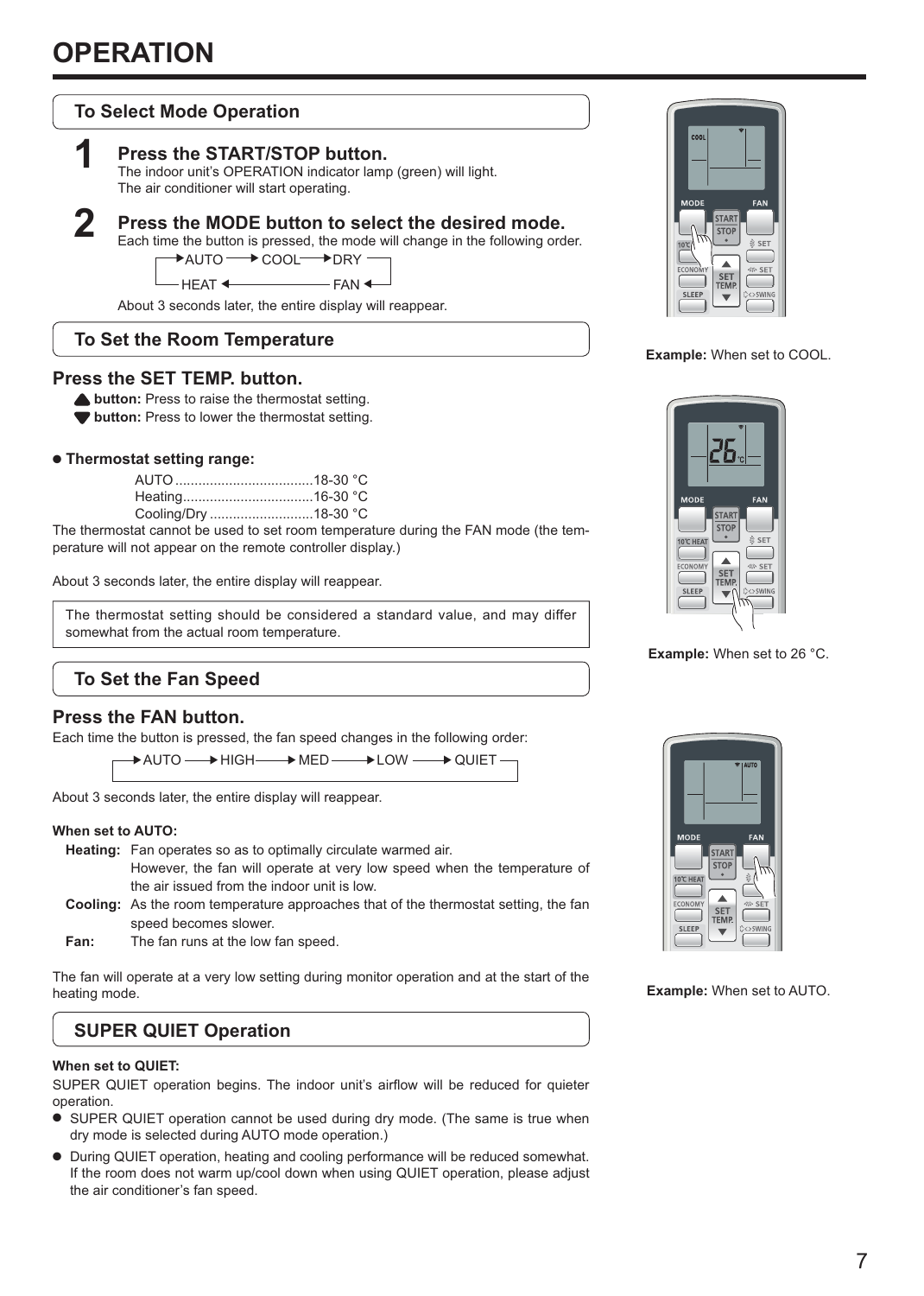# OPERATION

## To Select Mode Operation

**1** **Press the START/STOP button.**
The indoor unit's OPERATION indicator lamp (green) will light.
The air conditioner will start operating.

**2** **Press the MODE button to select the desired mode.**
Each time the button is pressed, the mode will change in the following order.

AUTO → COOL → DRY → FAN → HEAT → AUTO

About 3 seconds later, the entire display will reappear.

**Example:** When set to COOL.

## To Set the Room Temperature

### Press the SET TEMP. button.

▲ **button:** Press to raise the thermostat setting.
▼ **button:** Press to lower the thermostat setting.

- **Thermostat setting range:**

AUTO ....................................18-30 °C
Heating..................................16-30 °C
Cooling/Dry ...........................18-30 °C

The thermostat cannot be used to set room temperature during the FAN mode (the temperature will not appear on the remote controller display.)

About 3 seconds later, the entire display will reappear.

The thermostat setting should be considered a standard value, and may differ somewhat from the actual room temperature.

**Example:** When set to 26 °C.

## To Set the Fan Speed

### Press the FAN button.

Each time the button is pressed, the fan speed changes in the following order:

AUTO → HIGH → MED → LOW → QUIET → AUTO

About 3 seconds later, the entire display will reappear.

**When set to AUTO:**

**Heating:** Fan operates so as to optimally circulate warmed air.
However, the fan will operate at very low speed when the temperature of the air issued from the indoor unit is low.

**Cooling:** As the room temperature approaches that of the thermostat setting, the fan speed becomes slower.

**Fan:** The fan runs at the low fan speed.

The fan will operate at a very low setting during monitor operation and at the start of the heating mode.

**Example:** When set to AUTO.

## SUPER QUIET Operation

**When set to QUIET:**

SUPER QUIET operation begins. The indoor unit's airflow will be reduced for quieter operation.

- SUPER QUIET operation cannot be used during dry mode. (The same is true when dry mode is selected during AUTO mode operation.)
- During QUIET operation, heating and cooling performance will be reduced somewhat. If the room does not warm up/cool down when using QUIET operation, please adjust the air conditioner's fan speed.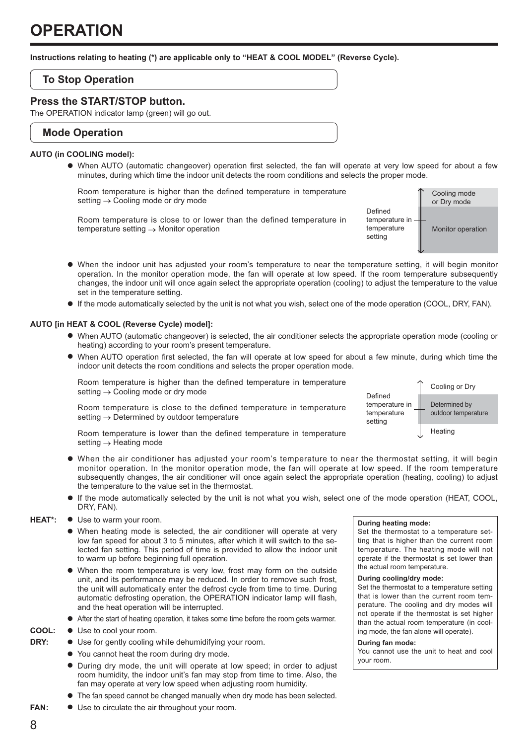# OPERATION

**Instructions relating to heating (*) are applicable only to "HEAT & COOL MODEL" (Reverse Cycle).**

## To Stop Operation

### Press the START/STOP button.

The OPERATION indicator lamp (green) will go out.

## Mode Operation

**AUTO (in COOLING model):**

- When AUTO (automatic changeover) operation first selected, the fan will operate at very low speed for about a few minutes, during which time the indoor unit detects the room conditions and selects the proper mode.

  Room temperature is higher than the defined temperature in temperature setting → Cooling mode or dry mode

  Room temperature is close to or lower than the defined temperature in temperature setting → Monitor operation

  | Defined temperature in temperature setting | |
  |---|---|
  | ↑ | Cooling mode or Dry mode |
  | ↓ | Monitor operation |

- When the indoor unit has adjusted your room's temperature to near the temperature setting, it will begin monitor operation. In the monitor operation mode, the fan will operate at low speed. If the room temperature subsequently changes, the indoor unit will once again select the appropriate operation (cooling) to adjust the temperature to the value set in the temperature setting.
- If the mode automatically selected by the unit is not what you wish, select one of the mode operation (COOL, DRY, FAN).

**AUTO [in HEAT & COOL (Reverse Cycle) model]:**

- When AUTO (automatic changeover) is selected, the air conditioner selects the appropriate operation mode (cooling or heating) according to your room's present temperature.
- When AUTO operation first selected, the fan will operate at low speed for about a few minute, during which time the indoor unit detects the room conditions and selects the proper operation mode.

  Room temperature is higher than the defined temperature in temperature setting → Cooling mode or dry mode

  Room temperature is close to the defined temperature in temperature setting → Determined by outdoor temperature

  Room temperature is lower than the defined temperature in temperature setting → Heating mode

  | Defined temperature in temperature setting | |
  |---|---|
  | ↑ | Cooling or Dry |
  | | Determined by outdoor temperature |
  | ↓ | Heating |

- When the air conditioner has adjusted your room's temperature to near the thermostat setting, it will begin monitor operation. In the monitor operation mode, the fan will operate at low speed. If the room temperature subsequently changes, the air conditioner will once again select the appropriate operation (heating, cooling) to adjust the temperature to the value set in the thermostat.
- If the mode automatically selected by the unit is not what you wish, select one of the mode operation (HEAT, COOL, DRY, FAN).

**HEAT*:**

- Use to warm your room.
- When heating mode is selected, the air conditioner will operate at very low fan speed for about 3 to 5 minutes, after which it will switch to the selected fan setting. This period of time is provided to allow the indoor unit to warm up before beginning full operation.
- When the room temperature is very low, frost may form on the outside unit, and its performance may be reduced. In order to remove such frost, the unit will automatically enter the defrost cycle from time to time. During automatic defrosting operation, the OPERATION indicator lamp will flash, and the heat operation will be interrupted.
- After the start of heating operation, it takes some time before the room gets warmer.

**COOL:**

- Use to cool your room.

**DRY:**

- Use for gently cooling while dehumidifying your room.
- You cannot heat the room during dry mode.
- During dry mode, the unit will operate at low speed; in order to adjust room humidity, the indoor unit's fan may stop from time to time. Also, the fan may operate at very low speed when adjusting room humidity.
- The fan speed cannot be changed manually when dry mode has been selected.

**FAN:**

- Use to circulate the air throughout your room.

**During heating mode:**
Set the thermostat to a temperature setting that is higher than the current room temperature. The heating mode will not operate if the thermostat is set lower than the actual room temperature.

**During cooling/dry mode:**
Set the thermostat to a temperature setting that is lower than the current room temperature. The cooling and dry modes will not operate if the thermostat is set higher than the actual room temperature (in cooling mode, the fan alone will operate).

**During fan mode:**
You cannot use the unit to heat and cool your room.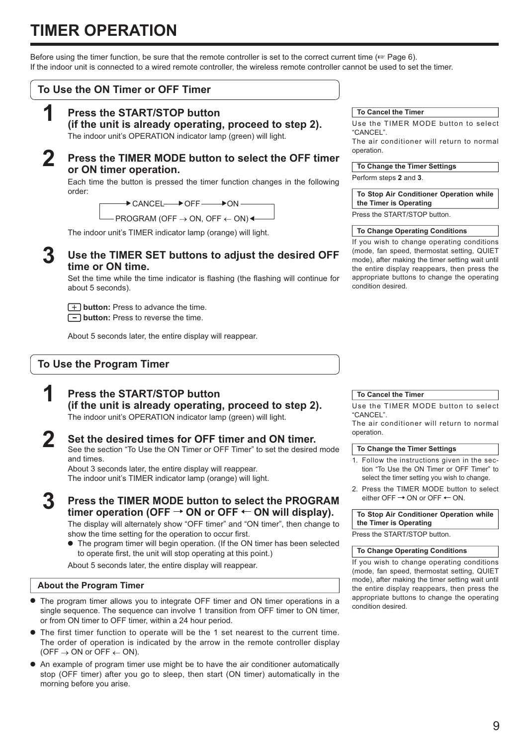# TIMER OPERATION

Before using the timer function, be sure that the remote controller is set to the correct current time (☞ Page 6).
If the indoor unit is connected to a wired remote controller, the wireless remote controller cannot be used to set the timer.

## To Use the ON Timer or OFF Timer

**1 Press the START/STOP button (if the unit is already operating, proceed to step 2).**

The indoor unit's OPERATION indicator lamp (green) will light.

**2 Press the TIMER MODE button to select the OFF timer or ON timer operation.**

Each time the button is pressed the timer function changes in the following order:

CANCEL → OFF → ON → PROGRAM (OFF → ON, OFF ← ON) → (back to CANCEL)

The indoor unit's TIMER indicator lamp (orange) will light.

**3 Use the TIMER SET buttons to adjust the desired OFF time or ON time.**

Set the time while the time indicator is flashing (the flashing will continue for about 5 seconds).

**+ button:** Press to advance the time.
**− button:** Press to reverse the time.

About 5 seconds later, the entire display will reappear.

**To Cancel the Timer**

Use the TIMER MODE button to select "CANCEL".
The air conditioner will return to normal operation.

**To Change the Timer Settings**

Perform steps **2** and **3**.

**To Stop Air Conditioner Operation while the Timer is Operating**

Press the START/STOP button.

**To Change Operating Conditions**

If you wish to change operating conditions (mode, fan speed, thermostat setting, QUIET mode), after making the timer setting wait until the entire display reappears, then press the appropriate buttons to change the operating condition desired.

## To Use the Program Timer

**1 Press the START/STOP button (if the unit is already operating, proceed to step 2).**

The indoor unit's OPERATION indicator lamp (green) will light.

**2 Set the desired times for OFF timer and ON timer.**

See the section "To Use the ON Timer or OFF Timer" to set the desired mode and times.
About 3 seconds later, the entire display will reappear.
The indoor unit's TIMER indicator lamp (orange) will light.

**3 Press the TIMER MODE button to select the PROGRAM timer operation (OFF → ON or OFF ← ON will display).**

The display will alternately show "OFF timer" and "ON timer", then change to show the time setting for the operation to occur first.

- The program timer will begin operation. (If the ON timer has been selected to operate first, the unit will stop operating at this point.)

About 5 seconds later, the entire display will reappear.

**To Cancel the Timer**

Use the TIMER MODE button to select "CANCEL".
The air conditioner will return to normal operation.

**To Change the Timer Settings**

1. Follow the instructions given in the section "To Use the ON Timer or OFF Timer" to select the timer setting you wish to change.
2. Press the TIMER MODE button to select either OFF → ON or OFF ← ON.

**To Stop Air Conditioner Operation while the Timer is Operating**

Press the START/STOP button.

**To Change Operating Conditions**

If you wish to change operating conditions (mode, fan speed, thermostat setting, QUIET mode), after making the timer setting wait until the entire display reappears, then press the appropriate buttons to change the operating condition desired.

### About the Program Timer

- The program timer allows you to integrate OFF timer and ON timer operations in a single sequence. The sequence can involve 1 transition from OFF timer to ON timer, or from ON timer to OFF timer, within a 24 hour period.
- The first timer function to operate will be the 1 set nearest to the current time. The order of operation is indicated by the arrow in the remote controller display (OFF → ON or OFF ← ON).
- An example of program timer use might be to have the air conditioner automatically stop (OFF timer) after you go to sleep, then start (ON timer) automatically in the morning before you arise.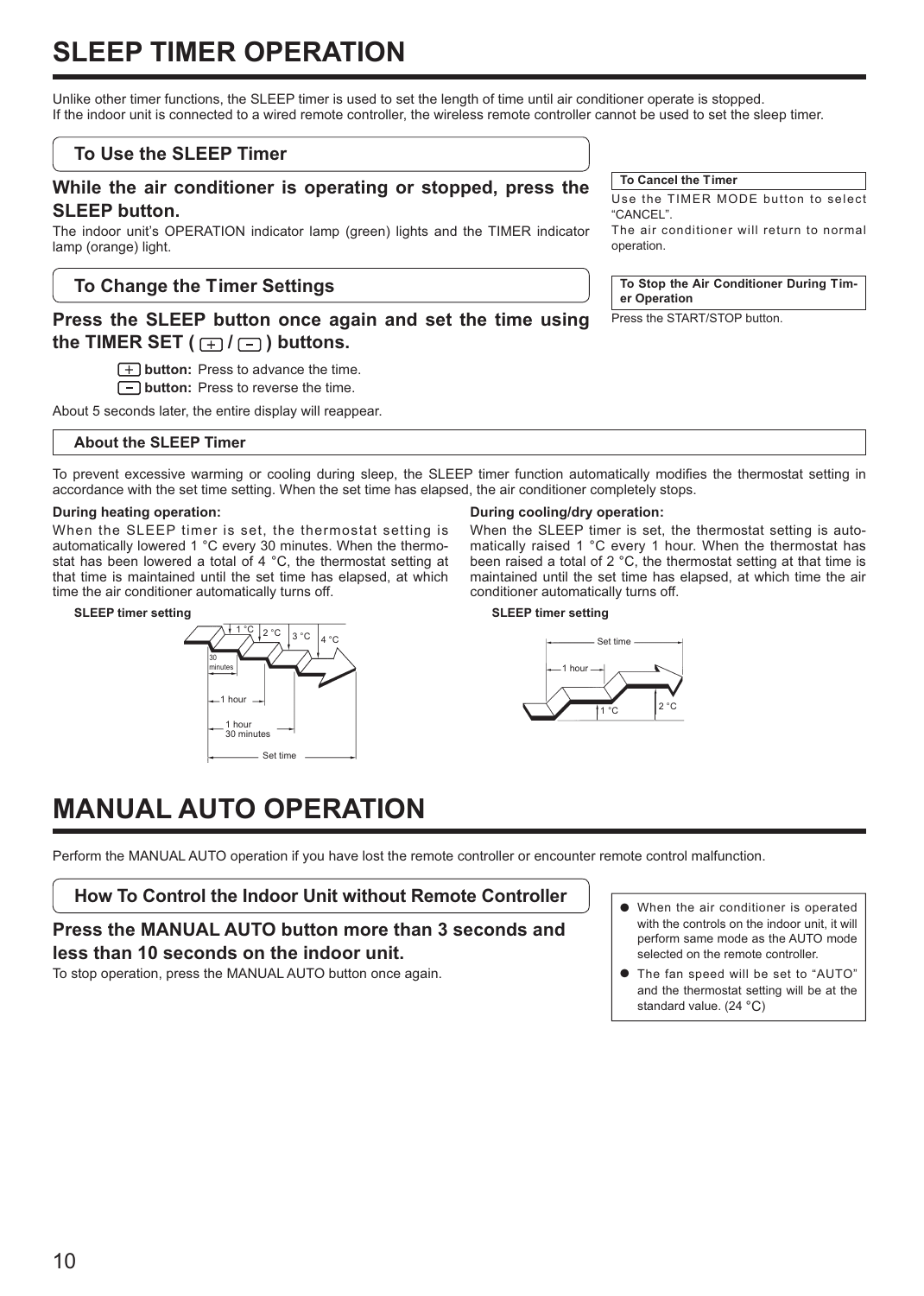# SLEEP TIMER OPERATION

Unlike other timer functions, the SLEEP timer is used to set the length of time until air conditioner operate is stopped.
If the indoor unit is connected to a wired remote controller, the wireless remote controller cannot be used to set the sleep timer.

## To Use the SLEEP Timer

### While the air conditioner is operating or stopped, press the SLEEP button.

The indoor unit's OPERATION indicator lamp (green) lights and the TIMER indicator lamp (orange) light.

## To Change the Timer Settings

### Press the SLEEP button once again and set the time using the TIMER SET ( + / − ) buttons.

**+ button:** Press to advance the time.
**− button:** Press to reverse the time.

About 5 seconds later, the entire display will reappear.

**To Cancel the Timer**

Use the TIMER MODE button to select "CANCEL".
The air conditioner will return to normal operation.

**To Stop the Air Conditioner During Timer Operation**

Press the START/STOP button.

**About the SLEEP Timer**

To prevent excessive warming or cooling during sleep, the SLEEP timer function automatically modifies the thermostat setting in accordance with the set time setting. When the set time has elapsed, the air conditioner completely stops.

**During heating operation:**

When the SLEEP timer is set, the thermostat setting is automatically lowered 1 °C every 30 minutes. When the thermostat has been lowered a total of 4 °C, the thermostat setting at that time is maintained until the set time has elapsed, at which time the air conditioner automatically turns off.

**SLEEP timer setting**

1 °C, 2 °C, 3 °C, 4 °C; 30 minutes; 1 hour; 1 hour 30 minutes; Set time

**During cooling/dry operation:**

When the SLEEP timer is set, the thermostat setting is automatically raised 1 °C every 1 hour. When the thermostat has been raised a total of 2 °C, the thermostat setting at that time is maintained until the set time has elapsed, at which time the air conditioner automatically turns off.

**SLEEP timer setting**

Set time; 1 hour; 1 °C; 2 °C

# MANUAL AUTO OPERATION

Perform the MANUAL AUTO operation if you have lost the remote controller or encounter remote control malfunction.

## How To Control the Indoor Unit without Remote Controller

### Press the MANUAL AUTO button more than 3 seconds and less than 10 seconds on the indoor unit.

To stop operation, press the MANUAL AUTO button once again.

- When the air conditioner is operated with the controls on the indoor unit, it will perform same mode as the AUTO mode selected on the remote controller.
- The fan speed will be set to "AUTO" and the thermostat setting will be at the standard value. (24 °C)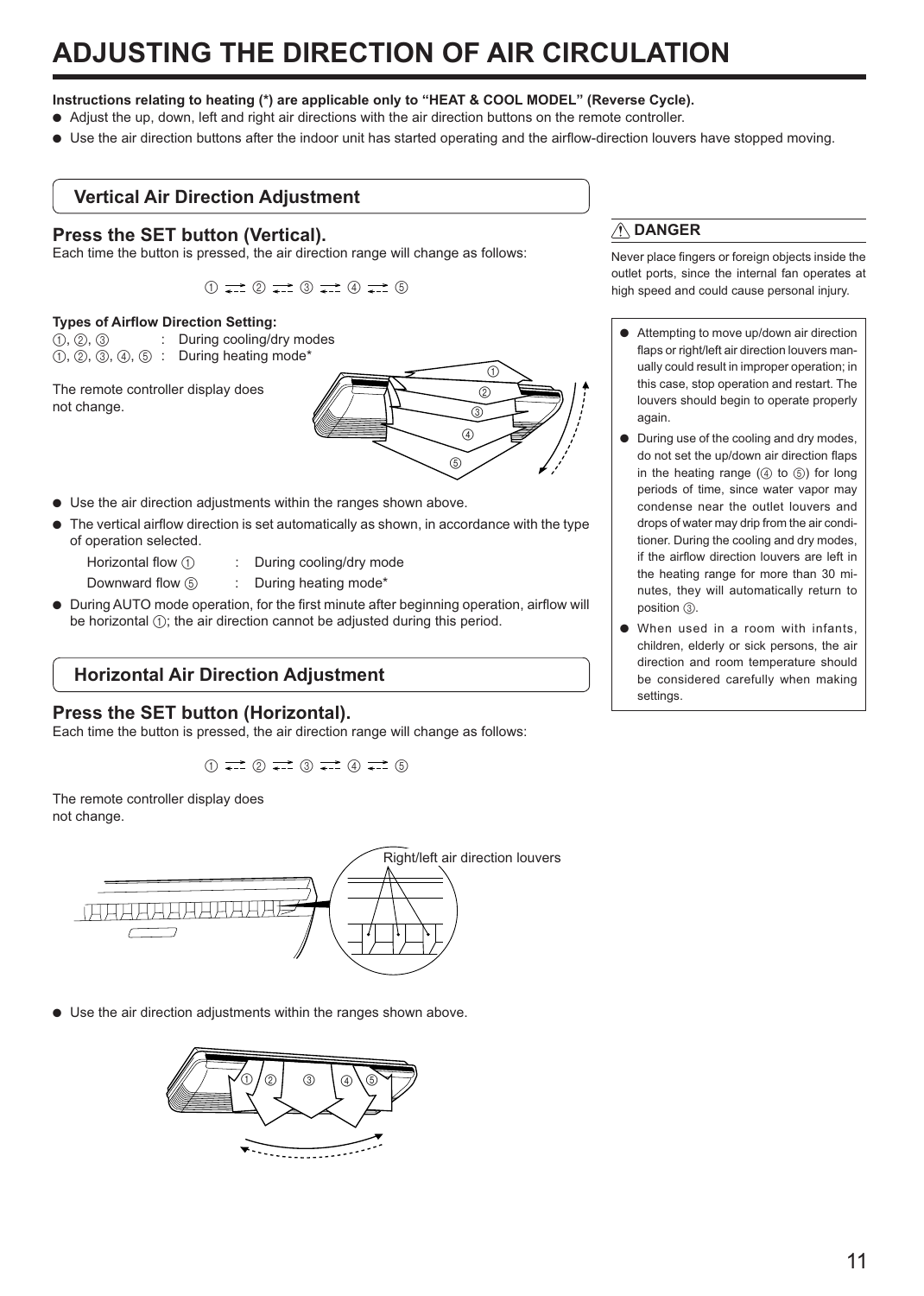# ADJUSTING THE DIRECTION OF AIR CIRCULATION

**Instructions relating to heating (*) are applicable only to “HEAT & COOL MODEL” (Reverse Cycle).**

- Adjust the up, down, left and right air directions with the air direction buttons on the remote controller.
- Use the air direction buttons after the indoor unit has started operating and the airflow-direction louvers have stopped moving.

## Vertical Air Direction Adjustment

### Press the SET button (Vertical).

Each time the button is pressed, the air direction range will change as follows:

① ⇄ ② ⇄ ③ ⇄ ④ ⇄ ⑤

**Types of Airflow Direction Setting:**

①, ②, ③ : During cooling/dry modes
①, ②, ③, ④, ⑤ : During heating mode*

The remote controller display does not change.

- Use the air direction adjustments within the ranges shown above.
- The vertical airflow direction is set automatically as shown, in accordance with the type of operation selected.

  Horizontal flow ① : During cooling/dry mode
  Downward flow ⑤ : During heating mode*

- During AUTO mode operation, for the first minute after beginning operation, airflow will be horizontal ①; the air direction cannot be adjusted during this period.

## Horizontal Air Direction Adjustment

### Press the SET button (Horizontal).

Each time the button is pressed, the air direction range will change as follows:

① ⇄ ② ⇄ ③ ⇄ ④ ⇄ ⑤

The remote controller display does not change.

Right/left air direction louvers

- Use the air direction adjustments within the ranges shown above.

### ⚠ DANGER

Never place fingers or foreign objects inside the outlet ports, since the internal fan operates at high speed and could cause personal injury.

- Attempting to move up/down air direction flaps or right/left air direction louvers manually could result in improper operation; in this case, stop operation and restart. The louvers should begin to operate properly again.
- During use of the cooling and dry modes, do not set the up/down air direction flaps in the heating range (④ to ⑤) for long periods of time, since water vapor may condense near the outlet louvers and drops of water may drip from the air conditioner. During the cooling and dry modes, if the airflow direction louvers are left in the heating range for more than 30 minutes, they will automatically return to position ③.
- When used in a room with infants, children, elderly or sick persons, the air direction and room temperature should be considered carefully when making settings.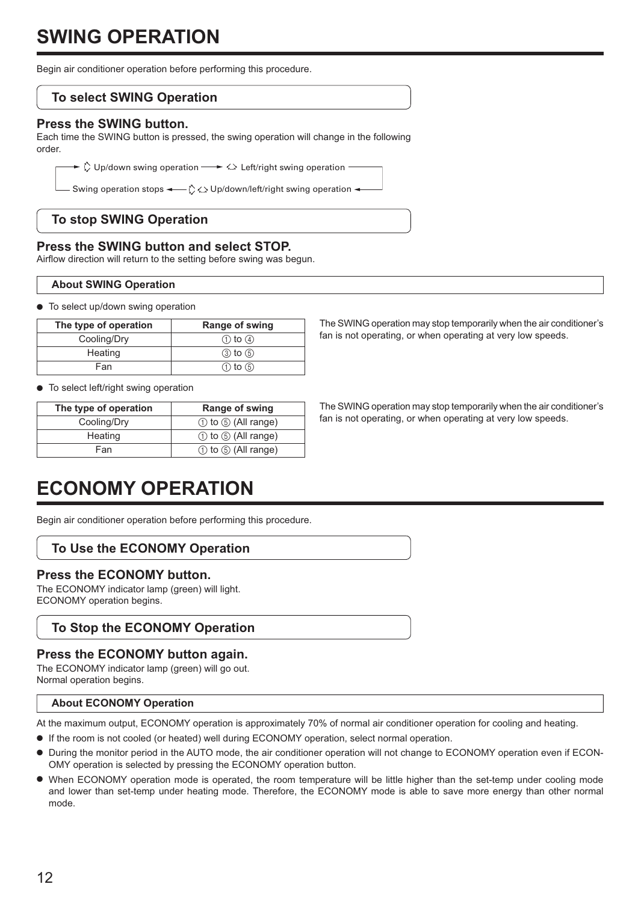# SWING OPERATION

Begin air conditioner operation before performing this procedure.

## To select SWING Operation

### Press the SWING button.

Each time the SWING button is pressed, the swing operation will change in the following order.

→ ⇕ Up/down swing operation → ⇔ Left/right swing operation → ⇕⇔ Up/down/left/right swing operation → Swing operation stops →

## To stop SWING Operation

### Press the SWING button and select STOP.

Airflow direction will return to the setting before swing was begun.

### About SWING Operation

- To select up/down swing operation

| The type of operation | Range of swing |
|---|---|
| Cooling/Dry | ① to ④ |
| Heating | ③ to ⑤ |
| Fan | ① to ⑤ |

The SWING operation may stop temporarily when the air conditioner's fan is not operating, or when operating at very low speeds.

- To select left/right swing operation

| The type of operation | Range of swing |
|---|---|
| Cooling/Dry | ① to ⑤ (All range) |
| Heating | ① to ⑤ (All range) |
| Fan | ① to ⑤ (All range) |

The SWING operation may stop temporarily when the air conditioner's fan is not operating, or when operating at very low speeds.

# ECONOMY OPERATION

Begin air conditioner operation before performing this procedure.

## To Use the ECONOMY Operation

### Press the ECONOMY button.

The ECONOMY indicator lamp (green) will light.
ECONOMY operation begins.

## To Stop the ECONOMY Operation

### Press the ECONOMY button again.

The ECONOMY indicator lamp (green) will go out.
Normal operation begins.

### About ECONOMY Operation

At the maximum output, ECONOMY operation is approximately 70% of normal air conditioner operation for cooling and heating.

- If the room is not cooled (or heated) well during ECONOMY operation, select normal operation.
- During the monitor period in the AUTO mode, the air conditioner operation will not change to ECONOMY operation even if ECONOMY operation is selected by pressing the ECONOMY operation button.
- When ECONOMY operation mode is operated, the room temperature will be little higher than the set-temp under cooling mode and lower than set-temp under heating mode. Therefore, the ECONOMY mode is able to save more energy than other normal mode.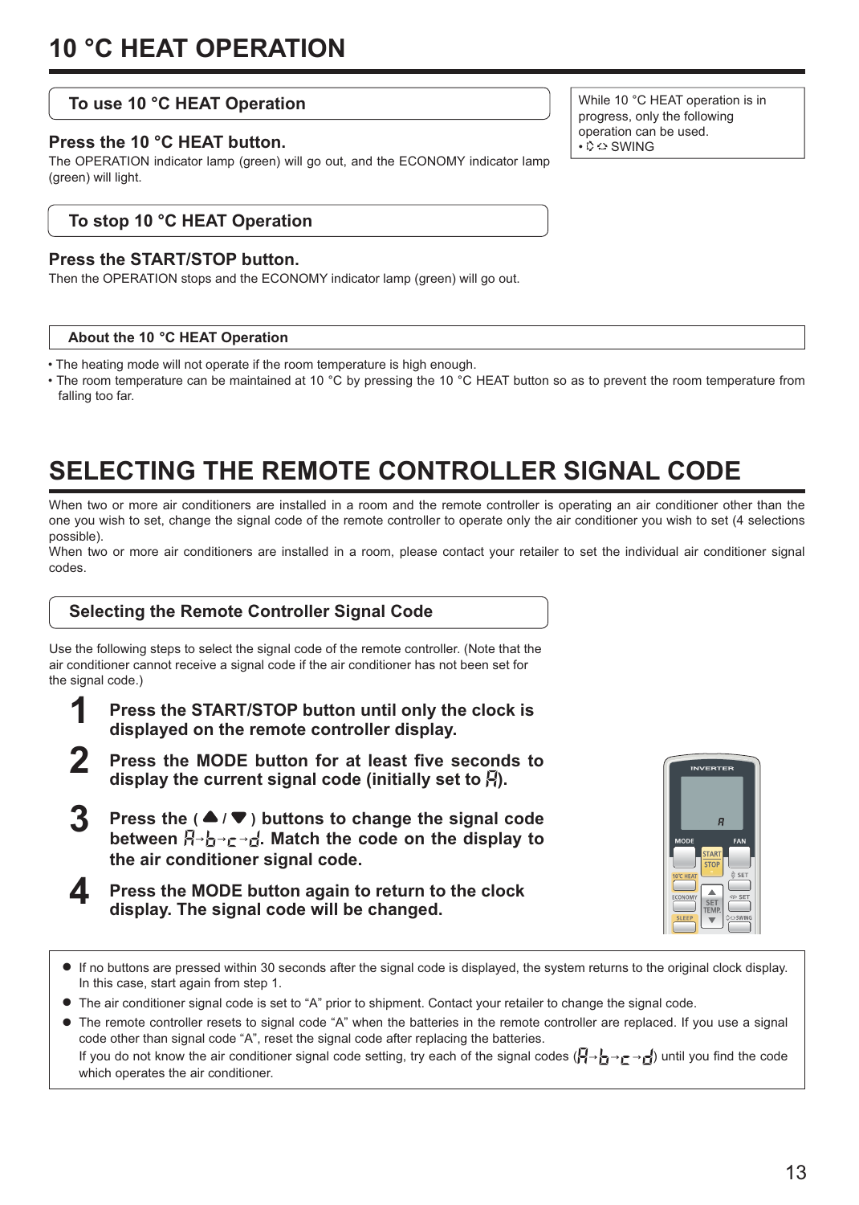# 10 °C HEAT OPERATION

## To use 10 °C HEAT Operation

**Press the 10 °C HEAT button.**

The OPERATION indicator lamp (green) will go out, and the ECONOMY indicator lamp (green) will light.

While 10 °C HEAT operation is in progress, only the following operation can be used.

- SWING

## To stop 10 °C HEAT Operation

**Press the START/STOP button.**

Then the OPERATION stops and the ECONOMY indicator lamp (green) will go out.

### About the 10 °C HEAT Operation

- The heating mode will not operate if the room temperature is high enough.
- The room temperature can be maintained at 10 °C by pressing the 10 °C HEAT button so as to prevent the room temperature from falling too far.

# SELECTING THE REMOTE CONTROLLER SIGNAL CODE

When two or more air conditioners are installed in a room and the remote controller is operating an air conditioner other than the one you wish to set, change the signal code of the remote controller to operate only the air conditioner you wish to set (4 selections possible).

When two or more air conditioners are installed in a room, please contact your retailer to set the individual air conditioner signal codes.

## Selecting the Remote Controller Signal Code

Use the following steps to select the signal code of the remote controller. (Note that the air conditioner cannot receive a signal code if the air conditioner has not been set for the signal code.)

1. **Press the START/STOP button until only the clock is displayed on the remote controller display.**
2. **Press the MODE button for at least five seconds to display the current signal code (initially set to A).**
3. **Press the ( ▲ / ▼ ) buttons to change the signal code between A→b→c→d. Match the code on the display to the air conditioner signal code.**
4. **Press the MODE button again to return to the clock display. The signal code will be changed.**

- If no buttons are pressed within 30 seconds after the signal code is displayed, the system returns to the original clock display. In this case, start again from step 1.
- The air conditioner signal code is set to "A" prior to shipment. Contact your retailer to change the signal code.
- The remote controller resets to signal code "A" when the batteries in the remote controller are replaced. If you use a signal code other than signal code "A", reset the signal code after replacing the batteries.
  If you do not know the air conditioner signal code setting, try each of the signal codes (A→b→c→d) until you find the code which operates the air conditioner.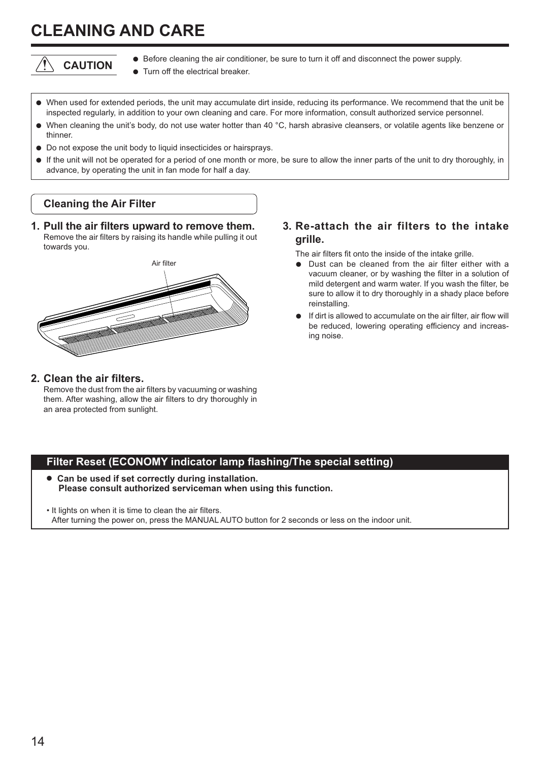# CLEANING AND CARE

**CAUTION**

- Before cleaning the air conditioner, be sure to turn it off and disconnect the power supply.
- Turn off the electrical breaker.

- When used for extended periods, the unit may accumulate dirt inside, reducing its performance. We recommend that the unit be inspected regularly, in addition to your own cleaning and care. For more information, consult authorized service personnel.
- When cleaning the unit's body, do not use water hotter than 40 °C, harsh abrasive cleansers, or volatile agents like benzene or thinner.
- Do not expose the unit body to liquid insecticides or hairsprays.
- If the unit will not be operated for a period of one month or more, be sure to allow the inner parts of the unit to dry thoroughly, in advance, by operating the unit in fan mode for half a day.

## Cleaning the Air Filter

**1. Pull the air filters upward to remove them.**
Remove the air filters by raising its handle while pulling it out towards you.

Air filter

**2. Clean the air filters.**
Remove the dust from the air filters by vacuuming or washing them. After washing, allow the air filters to dry thoroughly in an area protected from sunlight.

**3. Re-attach the air filters to the intake grille.**
The air filters fit onto the inside of the intake grille.

- Dust can be cleaned from the air filter either with a vacuum cleaner, or by washing the filter in a solution of mild detergent and warm water. If you wash the filter, be sure to allow it to dry thoroughly in a shady place before reinstalling.
- If dirt is allowed to accumulate on the air filter, air flow will be reduced, lowering operating efficiency and increasing noise.

## Filter Reset (ECONOMY indicator lamp flashing/The special setting)

- **Can be used if set correctly during installation. Please consult authorized serviceman when using this function.**

• It lights on when it is time to clean the air filters.
After turning the power on, press the MANUAL AUTO button for 2 seconds or less on the indoor unit.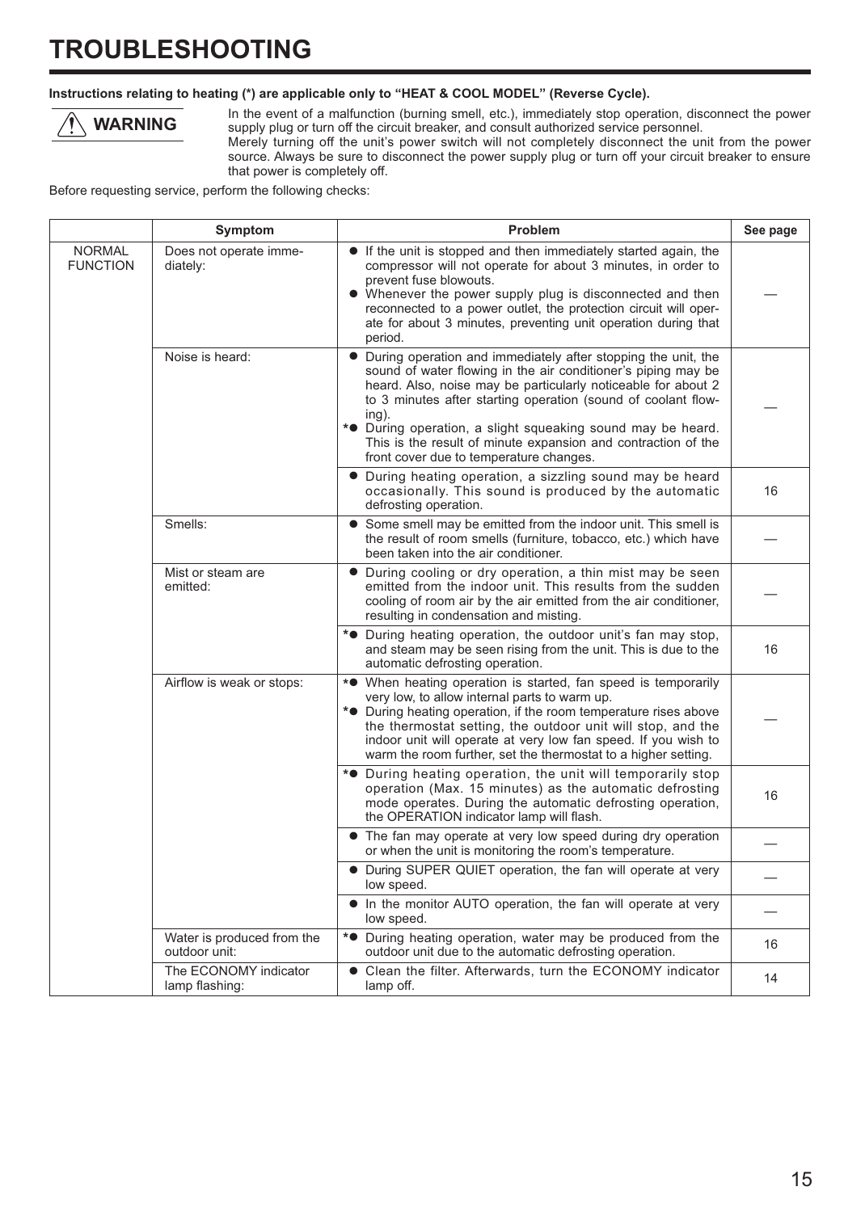# TROUBLESHOOTING

**Instructions relating to heating (*) are applicable only to "HEAT & COOL MODEL" (Reverse Cycle).**

**⚠ WARNING**

In the event of a malfunction (burning smell, etc.), immediately stop operation, disconnect the power supply plug or turn off the circuit breaker, and consult authorized service personnel.
Merely turning off the unit's power switch will not completely disconnect the unit from the power source. Always be sure to disconnect the power supply plug or turn off your circuit breaker to ensure that power is completely off.

Before requesting service, perform the following checks:

| | Symptom | Problem | See page |
|---|---|---|---|
| NORMAL FUNCTION | Does not operate immediately: | ● If the unit is stopped and then immediately started again, the compressor will not operate for about 3 minutes, in order to prevent fuse blowouts.<br>● Whenever the power supply plug is disconnected and then reconnected to a power outlet, the protection circuit will operate for about 3 minutes, preventing unit operation during that period. | — |
| | Noise is heard: | ● During operation and immediately after stopping the unit, the sound of water flowing in the air conditioner's piping may be heard. Also, noise may be particularly noticeable for about 2 to 3 minutes after starting operation (sound of coolant flowing).<br>*● During operation, a slight squeaking sound may be heard. This is the result of minute expansion and contraction of the front cover due to temperature changes. | — |
| | | ● During heating operation, a sizzling sound may be heard occasionally. This sound is produced by the automatic defrosting operation. | 16 |
| | Smells: | ● Some smell may be emitted from the indoor unit. This smell is the result of room smells (furniture, tobacco, etc.) which have been taken into the air conditioner. | — |
| | Mist or steam are emitted: | ● During cooling or dry operation, a thin mist may be seen emitted from the indoor unit. This results from the sudden cooling of room air by the air emitted from the air conditioner, resulting in condensation and misting. | — |
| | | *● During heating operation, the outdoor unit's fan may stop, and steam may be seen rising from the unit. This is due to the automatic defrosting operation. | 16 |
| | Airflow is weak or stops: | *● When heating operation is started, fan speed is temporarily very low, to allow internal parts to warm up.<br>*● During heating operation, if the room temperature rises above the thermostat setting, the outdoor unit will stop, and the indoor unit will operate at very low fan speed. If you wish to warm the room further, set the thermostat to a higher setting. | — |
| | | *● During heating operation, the unit will temporarily stop operation (Max. 15 minutes) as the automatic defrosting mode operates. During the automatic defrosting operation, the OPERATION indicator lamp will flash. | 16 |
| | | ● The fan may operate at very low speed during dry operation or when the unit is monitoring the room's temperature. | — |
| | | ● During SUPER QUIET operation, the fan will operate at very low speed. | — |
| | | ● In the monitor AUTO operation, the fan will operate at very low speed. | — |
| | Water is produced from the outdoor unit: | *● During heating operation, water may be produced from the outdoor unit due to the automatic defrosting operation. | 16 |
| | The ECONOMY indicator lamp flashing: | ● Clean the filter. Afterwards, turn the ECONOMY indicator lamp off. | 14 |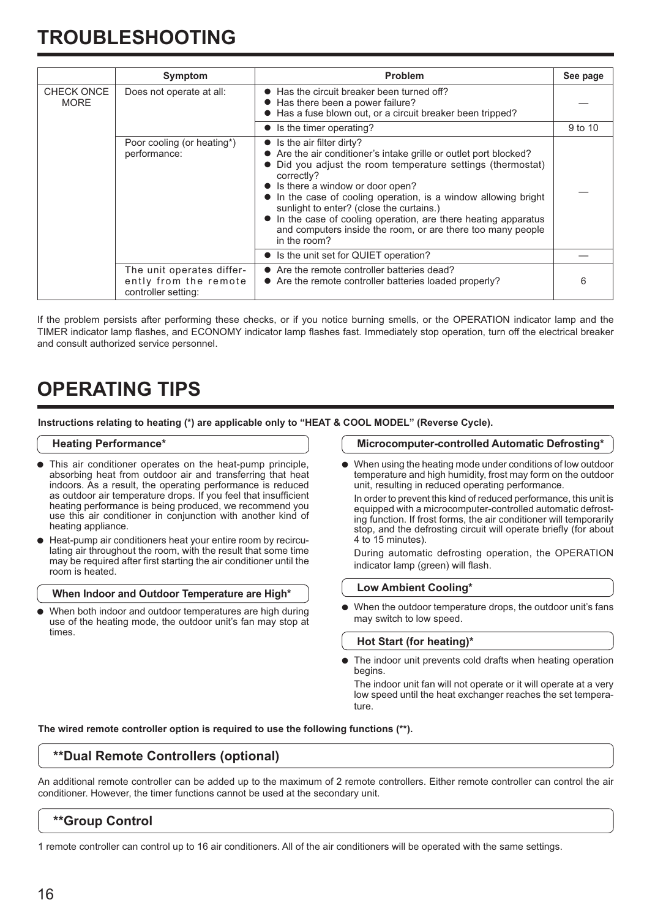# TROUBLESHOOTING

| | Symptom | Problem | See page |
|---|---|---|---|
| CHECK ONCE MORE | Does not operate at all: | ● Has the circuit breaker been turned off?<br>● Has there been a power failure?<br>● Has a fuse blown out, or a circuit breaker been tripped? | — |
| | | ● Is the timer operating? | 9 to 10 |
| | Poor cooling (or heating*) performance: | ● Is the air filter dirty?<br>● Are the air conditioner's intake grille or outlet port blocked?<br>● Did you adjust the room temperature settings (thermostat) correctly?<br>● Is there a window or door open?<br>● In the case of cooling operation, is a window allowing bright sunlight to enter? (close the curtains.)<br>● In the case of cooling operation, are there heating apparatus and computers inside the room, or are there too many people in the room? | — |
| | | ● Is the unit set for QUIET operation? | — |
| | The unit operates differently from the remote controller setting: | ● Are the remote controller batteries dead?<br>● Are the remote controller batteries loaded properly? | 6 |

If the problem persists after performing these checks, or if you notice burning smells, or the OPERATION indicator lamp and the TIMER indicator lamp flashes, and ECONOMY indicator lamp flashes fast. Immediately stop operation, turn off the electrical breaker and consult authorized service personnel.

# OPERATING TIPS

**Instructions relating to heating (*) are applicable only to "HEAT & COOL MODEL" (Reverse Cycle).**

### Heating Performance*

- This air conditioner operates on the heat-pump principle, absorbing heat from outdoor air and transferring that heat indoors. As a result, the operating performance is reduced as outdoor air temperature drops. If you feel that insufficient heating performance is being produced, we recommend you use this air conditioner in conjunction with another kind of heating appliance.
- Heat-pump air conditioners heat your entire room by recirculating air throughout the room, with the result that some time may be required after first starting the air conditioner until the room is heated.

### When Indoor and Outdoor Temperature are High*

- When both indoor and outdoor temperatures are high during use of the heating mode, the outdoor unit's fan may stop at times.

### Microcomputer-controlled Automatic Defrosting*

- When using the heating mode under conditions of low outdoor temperature and high humidity, frost may form on the outdoor unit, resulting in reduced operating performance.

  In order to prevent this kind of reduced performance, this unit is equipped with a microcomputer-controlled automatic defrosting function. If frost forms, the air conditioner will temporarily stop, and the defrosting circuit will operate briefly (for about 4 to 15 minutes).

  During automatic defrosting operation, the OPERATION indicator lamp (green) will flash.

### Low Ambient Cooling*

- When the outdoor temperature drops, the outdoor unit's fans may switch to low speed.

### Hot Start (for heating)*

- The indoor unit prevents cold drafts when heating operation begins.

  The indoor unit fan will not operate or it will operate at a very low speed until the heat exchanger reaches the set temperature.

**The wired remote controller option is required to use the following functions (**).**

## **Dual Remote Controllers (optional)

An additional remote controller can be added up to the maximum of 2 remote controllers. Either remote controller can control the air conditioner. However, the timer functions cannot be used at the secondary unit.

## **Group Control

1 remote controller can control up to 16 air conditioners. All of the air conditioners will be operated with the same settings.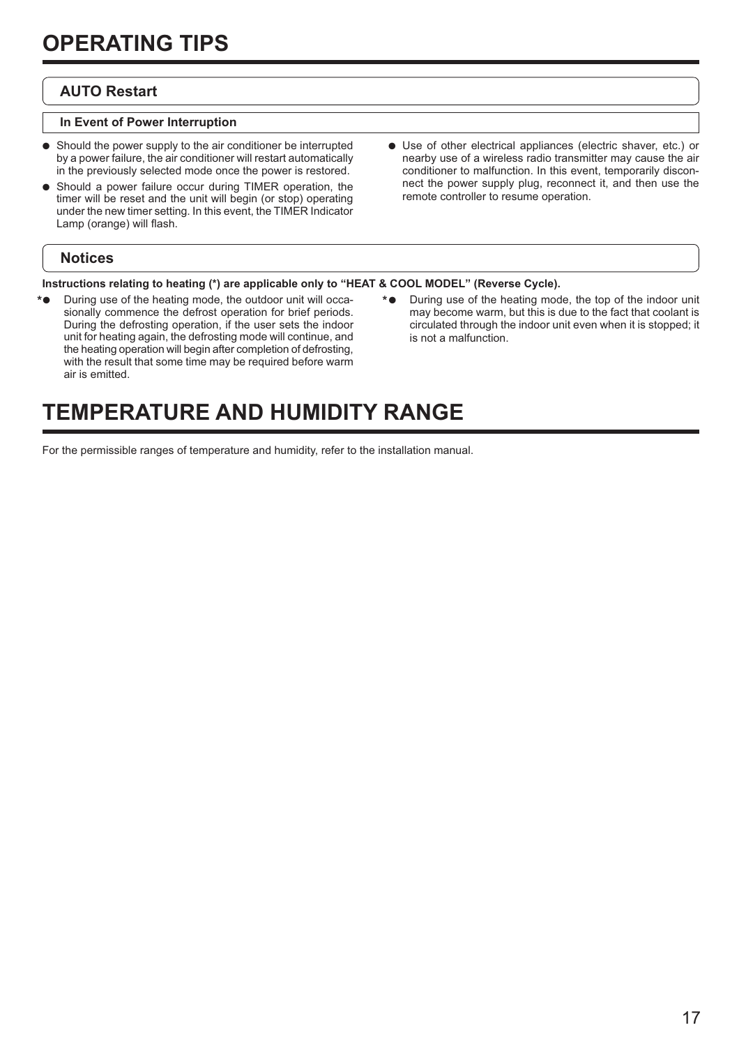# OPERATING TIPS

## AUTO Restart

### In Event of Power Interruption

- Should the power supply to the air conditioner be interrupted by a power failure, the air conditioner will restart automatically in the previously selected mode once the power is restored.
- Should a power failure occur during TIMER operation, the timer will be reset and the unit will begin (or stop) operating under the new timer setting. In this event, the TIMER Indicator Lamp (orange) will flash.
- Use of other electrical appliances (electric shaver, etc.) or nearby use of a wireless radio transmitter may cause the air conditioner to malfunction. In this event, temporarily disconnect the power supply plug, reconnect it, and then use the remote controller to resume operation.

## Notices

**Instructions relating to heating (*) are applicable only to "HEAT & COOL MODEL" (Reverse Cycle).**

- * During use of the heating mode, the outdoor unit will occasionally commence the defrost operation for brief periods. During the defrosting operation, if the user sets the indoor unit for heating again, the defrosting mode will continue, and the heating operation will begin after completion of defrosting, with the result that some time may be required before warm air is emitted.
- * During use of the heating mode, the top of the indoor unit may become warm, but this is due to the fact that coolant is circulated through the indoor unit even when it is stopped; it is not a malfunction.

# TEMPERATURE AND HUMIDITY RANGE

For the permissible ranges of temperature and humidity, refer to the installation manual.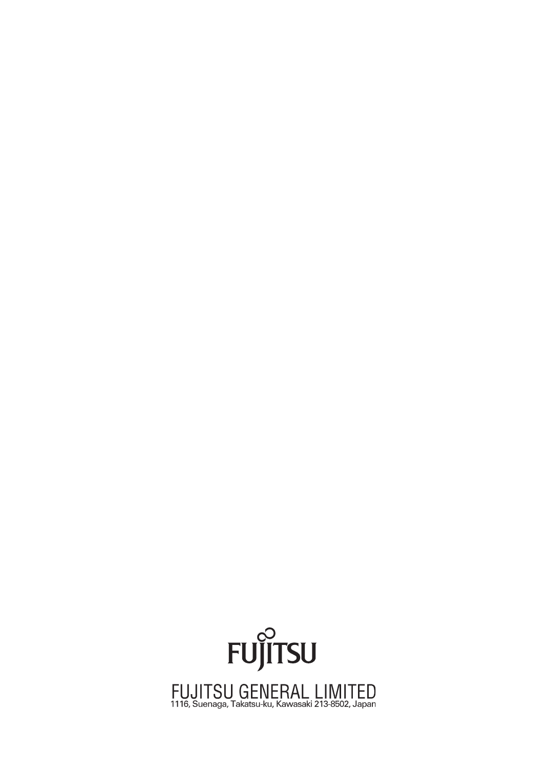FUJITSU

FUJITSU GENERAL LIMITED

1116, Suenaga, Takatsu-ku, Kawasaki 213-8502, Japan